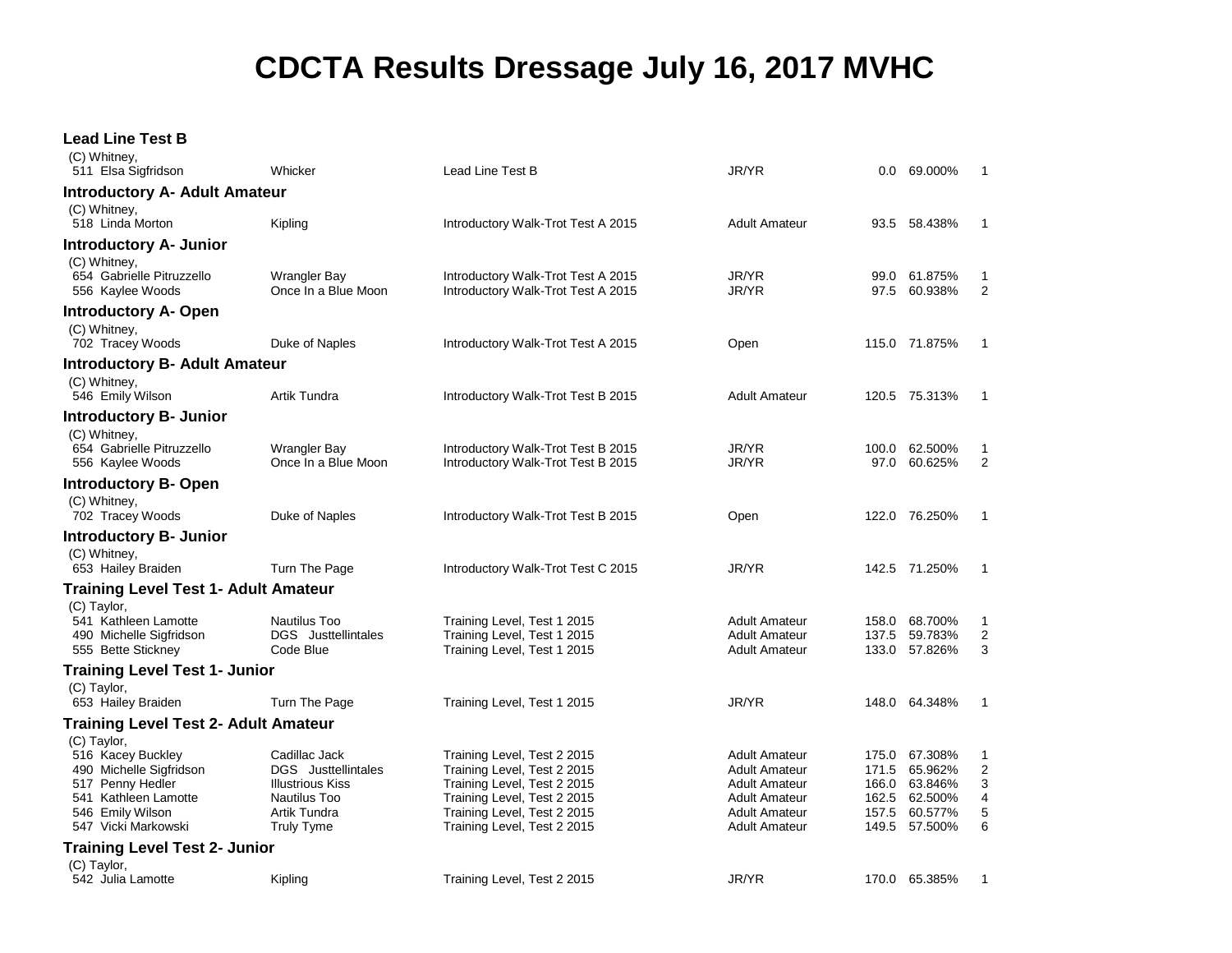# CDCTA Results Dressage July 16, 2017 MVHC

### Lead Line Test B

(C) Whitney,

| No. | Rider | Horse | Test | Division | Score | Percentage | Place |
|---|---|---|---|---|---|---|---|
| 511 | Elsa Sigfridson | Whicker | Lead Line Test B | JR/YR | 0.0 | 69.000% | 1 |

### Introductory A- Adult Amateur

(C) Whitney,

| No. | Rider | Horse | Test | Division | Score | Percentage | Place |
|---|---|---|---|---|---|---|---|
| 518 | Linda Morton | Kipling | Introductory Walk-Trot Test A 2015 | Adult Amateur | 93.5 | 58.438% | 1 |

### Introductory A- Junior

(C) Whitney,

| No. | Rider | Horse | Test | Division | Score | Percentage | Place |
|---|---|---|---|---|---|---|---|
| 654 | Gabrielle Pitruzzello | Wrangler Bay | Introductory Walk-Trot Test A 2015 | JR/YR | 99.0 | 61.875% | 1 |
| 556 | Kaylee Woods | Once In a Blue Moon | Introductory Walk-Trot Test A 2015 | JR/YR | 97.5 | 60.938% | 2 |

### Introductory A- Open

(C) Whitney,

| No. | Rider | Horse | Test | Division | Score | Percentage | Place |
|---|---|---|---|---|---|---|---|
| 702 | Tracey Woods | Duke of Naples | Introductory Walk-Trot Test A 2015 | Open | 115.0 | 71.875% | 1 |

### Introductory B- Adult Amateur

(C) Whitney,

| No. | Rider | Horse | Test | Division | Score | Percentage | Place |
|---|---|---|---|---|---|---|---|
| 546 | Emily Wilson | Artik Tundra | Introductory Walk-Trot Test B 2015 | Adult Amateur | 120.5 | 75.313% | 1 |

### Introductory B- Junior

(C) Whitney,

| No. | Rider | Horse | Test | Division | Score | Percentage | Place |
|---|---|---|---|---|---|---|---|
| 654 | Gabrielle Pitruzzello | Wrangler Bay | Introductory Walk-Trot Test B 2015 | JR/YR | 100.0 | 62.500% | 1 |
| 556 | Kaylee Woods | Once In a Blue Moon | Introductory Walk-Trot Test B 2015 | JR/YR | 97.0 | 60.625% | 2 |

### Introductory B- Open

(C) Whitney,

| No. | Rider | Horse | Test | Division | Score | Percentage | Place |
|---|---|---|---|---|---|---|---|
| 702 | Tracey Woods | Duke of Naples | Introductory Walk-Trot Test B 2015 | Open | 122.0 | 76.250% | 1 |

### Introductory B- Junior

(C) Whitney,

| No. | Rider | Horse | Test | Division | Score | Percentage | Place |
|---|---|---|---|---|---|---|---|
| 653 | Hailey Braiden | Turn The Page | Introductory Walk-Trot Test C 2015 | JR/YR | 142.5 | 71.250% | 1 |

### Training Level Test 1- Adult Amateur

(C) Taylor,

| No. | Rider | Horse | Test | Division | Score | Percentage | Place |
|---|---|---|---|---|---|---|---|
| 541 | Kathleen Lamotte | Nautilus Too | Training Level, Test 1 2015 | Adult Amateur | 158.0 | 68.700% | 1 |
| 490 | Michelle Sigfridson | DGS Justtellintales | Training Level, Test 1 2015 | Adult Amateur | 137.5 | 59.783% | 2 |
| 555 | Bette Stickney | Code Blue | Training Level, Test 1 2015 | Adult Amateur | 133.0 | 57.826% | 3 |

### Training Level Test 1- Junior

(C) Taylor,

| No. | Rider | Horse | Test | Division | Score | Percentage | Place |
|---|---|---|---|---|---|---|---|
| 653 | Hailey Braiden | Turn The Page | Training Level, Test 1 2015 | JR/YR | 148.0 | 64.348% | 1 |

### Training Level Test 2- Adult Amateur

(C) Taylor,

| No. | Rider | Horse | Test | Division | Score | Percentage | Place |
|---|---|---|---|---|---|---|---|
| 516 | Kacey Buckley | Cadillac Jack | Training Level, Test 2 2015 | Adult Amateur | 175.0 | 67.308% | 1 |
| 490 | Michelle Sigfridson | DGS Justtellintales | Training Level, Test 2 2015 | Adult Amateur | 171.5 | 65.962% | 2 |
| 517 | Penny Hedler | Illustrious Kiss | Training Level, Test 2 2015 | Adult Amateur | 166.0 | 63.846% | 3 |
| 541 | Kathleen Lamotte | Nautilus Too | Training Level, Test 2 2015 | Adult Amateur | 162.5 | 62.500% | 4 |
| 546 | Emily Wilson | Artik Tundra | Training Level, Test 2 2015 | Adult Amateur | 157.5 | 60.577% | 5 |
| 547 | Vicki Markowski | Truly Tyme | Training Level, Test 2 2015 | Adult Amateur | 149.5 | 57.500% | 6 |

### Training Level Test 2- Junior

(C) Taylor,

| No. | Rider | Horse | Test | Division | Score | Percentage | Place |
|---|---|---|---|---|---|---|---|
| 542 | Julia Lamotte | Kipling | Training Level, Test 2 2015 | JR/YR | 170.0 | 65.385% | 1 |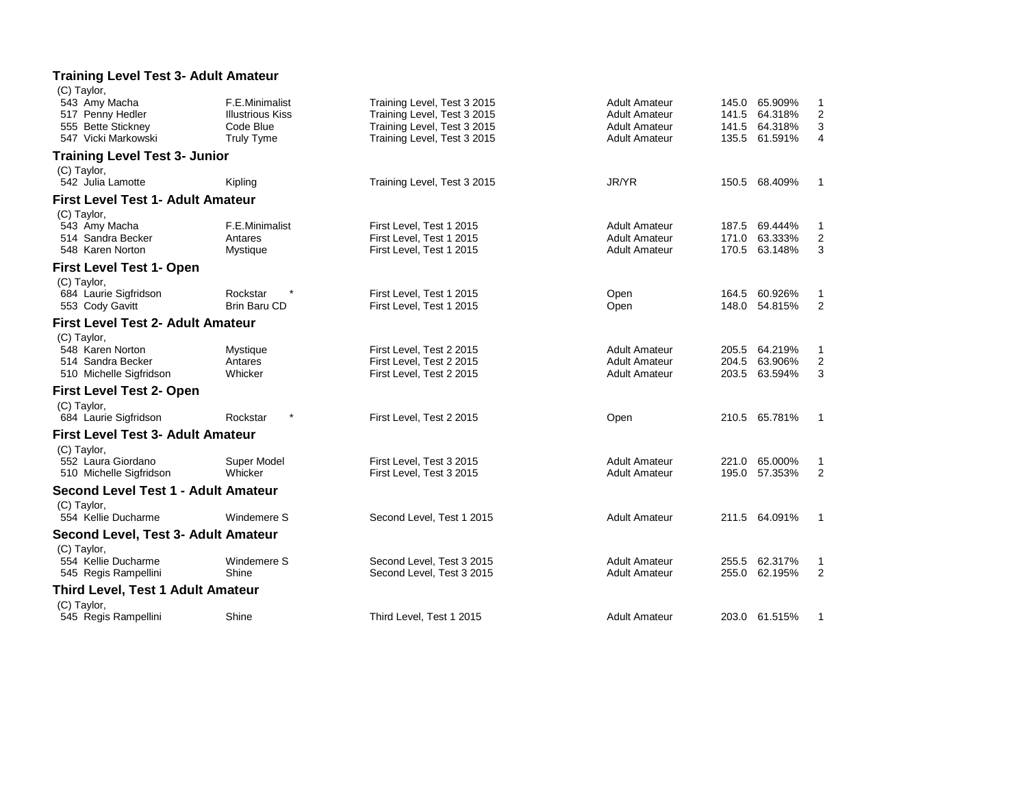## Training Level Test 3- Adult Amateur

(C) Taylor,

| | | | | | | |
|---|---|---|---|---|---|---|
| 543 Amy Macha | F.E.Minimalist | Training Level, Test 3 2015 | Adult Amateur | 145.0 | 65.909% | 1 |
| 517 Penny Hedler | Illustrious Kiss | Training Level, Test 3 2015 | Adult Amateur | 141.5 | 64.318% | 2 |
| 555 Bette Stickney | Code Blue | Training Level, Test 3 2015 | Adult Amateur | 141.5 | 64.318% | 3 |
| 547 Vicki Markowski | Truly Tyme | Training Level, Test 3 2015 | Adult Amateur | 135.5 | 61.591% | 4 |

## Training Level Test 3- Junior

(C) Taylor,

| | | | | | | |
|---|---|---|---|---|---|---|
| 542 Julia Lamotte | Kipling | Training Level, Test 3 2015 | JR/YR | 150.5 | 68.409% | 1 |

## First Level Test 1- Adult Amateur

(C) Taylor,

| | | | | | | |
|---|---|---|---|---|---|---|
| 543 Amy Macha | F.E.Minimalist | First Level, Test 1 2015 | Adult Amateur | 187.5 | 69.444% | 1 |
| 514 Sandra Becker | Antares | First Level, Test 1 2015 | Adult Amateur | 171.0 | 63.333% | 2 |
| 548 Karen Norton | Mystique | First Level, Test 1 2015 | Adult Amateur | 170.5 | 63.148% | 3 |

## First Level Test 1- Open

(C) Taylor,

| | | | | | | |
|---|---|---|---|---|---|---|
| 684 Laurie Sigfridson | Rockstar * | First Level, Test 1 2015 | Open | 164.5 | 60.926% | 1 |
| 553 Cody Gavitt | Brin Baru CD | First Level, Test 1 2015 | Open | 148.0 | 54.815% | 2 |

## First Level Test 2- Adult Amateur

(C) Taylor,

| | | | | | | |
|---|---|---|---|---|---|---|
| 548 Karen Norton | Mystique | First Level, Test 2 2015 | Adult Amateur | 205.5 | 64.219% | 1 |
| 514 Sandra Becker | Antares | First Level, Test 2 2015 | Adult Amateur | 204.5 | 63.906% | 2 |
| 510 Michelle Sigfridson | Whicker | First Level, Test 2 2015 | Adult Amateur | 203.5 | 63.594% | 3 |

## First Level Test 2- Open

(C) Taylor,

| | | | | | | |
|---|---|---|---|---|---|---|
| 684 Laurie Sigfridson | Rockstar * | First Level, Test 2 2015 | Open | 210.5 | 65.781% | 1 |

## First Level Test 3- Adult Amateur

(C) Taylor,

| | | | | | | |
|---|---|---|---|---|---|---|
| 552 Laura Giordano | Super Model | First Level, Test 3 2015 | Adult Amateur | 221.0 | 65.000% | 1 |
| 510 Michelle Sigfridson | Whicker | First Level, Test 3 2015 | Adult Amateur | 195.0 | 57.353% | 2 |

## Second Level Test 1 - Adult Amateur

(C) Taylor,

| | | | | | | |
|---|---|---|---|---|---|---|
| 554 Kellie Ducharme | Windemere S | Second Level, Test 1 2015 | Adult Amateur | 211.5 | 64.091% | 1 |

## Second Level, Test 3- Adult Amateur

(C) Taylor,

| | | | | | | |
|---|---|---|---|---|---|---|
| 554 Kellie Ducharme | Windemere S | Second Level, Test 3 2015 | Adult Amateur | 255.5 | 62.317% | 1 |
| 545 Regis Rampellini | Shine | Second Level, Test 3 2015 | Adult Amateur | 255.0 | 62.195% | 2 |

## Third Level, Test 1 Adult Amateur

(C) Taylor,

| | | | | | | |
|---|---|---|---|---|---|---|
| 545 Regis Rampellini | Shine | Third Level, Test 1 2015 | Adult Amateur | 203.0 | 61.515% | 1 |